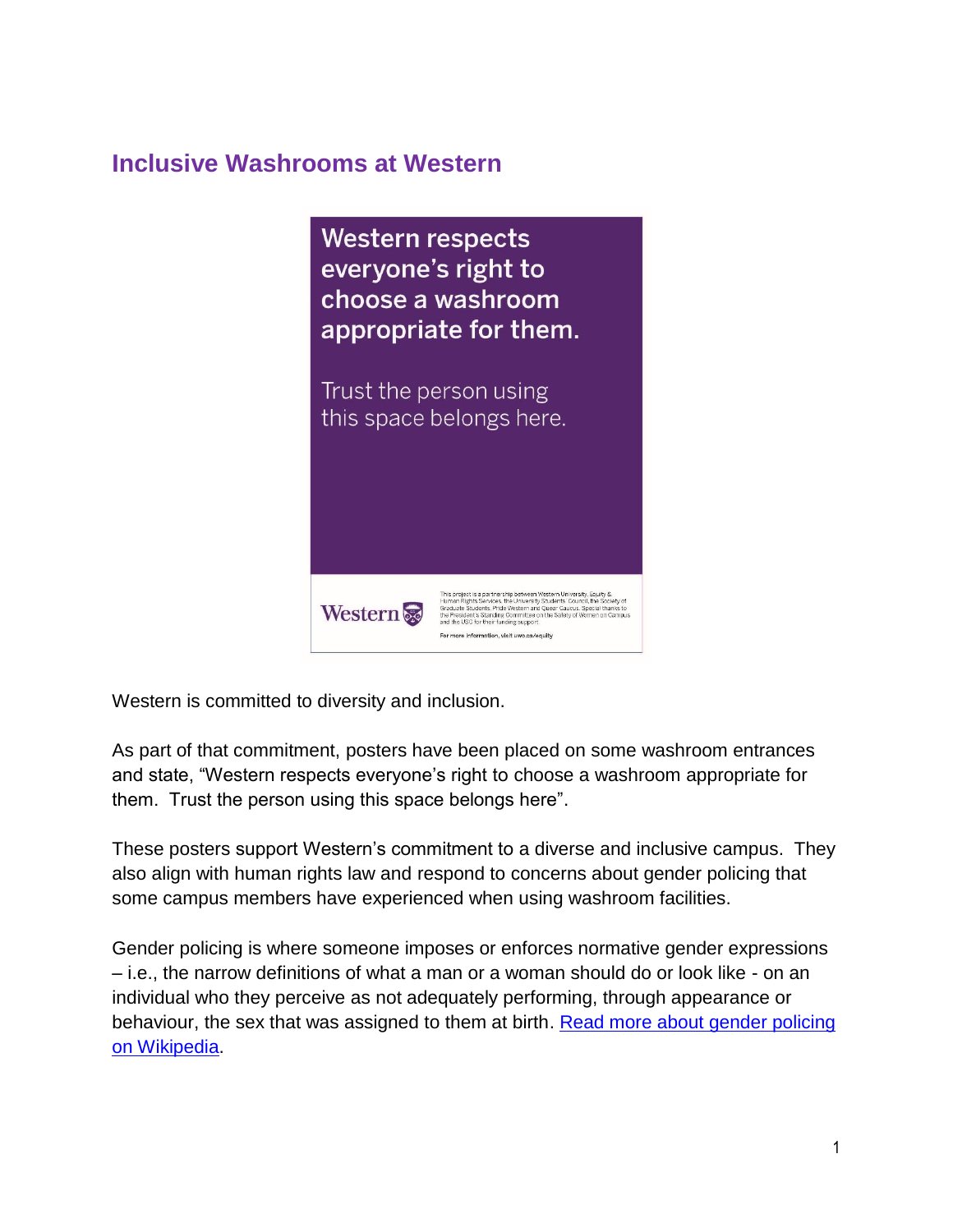# Inclusive Washrooms at Western

Western respects everyone's right to choose a washroom appropriate for them.

Trust the person using this space belongs here.

Western

This project is a partnership between Western University, Equity & Human Rights Services, the University Students' Council, the Society of Graduate Students, Pride Western and Queer Caucus. Special thanks to the President's Standing Committee on the Safety of Women on Campus and the USC for their funding support.

For more information, visit uwo.ca/equity

Western is committed to diversity and inclusion.

As part of that commitment, posters have been placed on some washroom entrances and state, "Western respects everyone's right to choose a washroom appropriate for them. Trust the person using this space belongs here".

These posters support Western's commitment to a diverse and inclusive campus. They also align with human rights law and respond to concerns about gender policing that some campus members have experienced when using washroom facilities.

Gender policing is where someone imposes or enforces normative gender expressions – i.e., the narrow definitions of what a man or a woman should do or look like - on an individual who they perceive as not adequately performing, through appearance or behaviour, the sex that was assigned to them at birth. [Read more about gender policing on Wikipedia](#).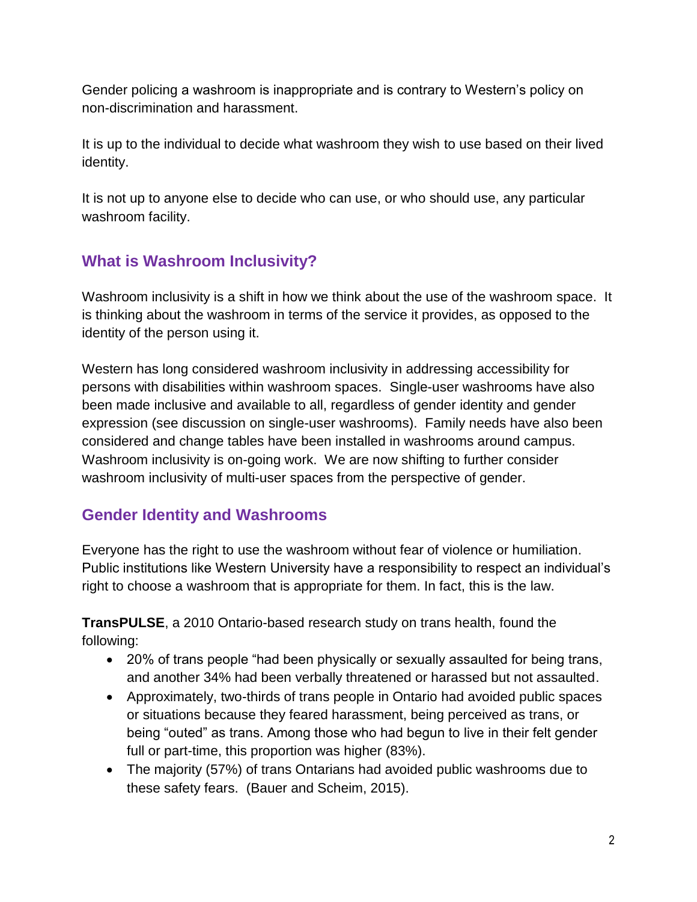Gender policing a washroom is inappropriate and is contrary to Western's policy on non-discrimination and harassment.

It is up to the individual to decide what washroom they wish to use based on their lived identity.

It is not up to anyone else to decide who can use, or who should use, any particular washroom facility.

## What is Washroom Inclusivity?

Washroom inclusivity is a shift in how we think about the use of the washroom space. It is thinking about the washroom in terms of the service it provides, as opposed to the identity of the person using it.

Western has long considered washroom inclusivity in addressing accessibility for persons with disabilities within washroom spaces. Single-user washrooms have also been made inclusive and available to all, regardless of gender identity and gender expression (see discussion on single-user washrooms). Family needs have also been considered and change tables have been installed in washrooms around campus. Washroom inclusivity is on-going work. We are now shifting to further consider washroom inclusivity of multi-user spaces from the perspective of gender.

## Gender Identity and Washrooms

Everyone has the right to use the washroom without fear of violence or humiliation. Public institutions like Western University have a responsibility to respect an individual's right to choose a washroom that is appropriate for them. In fact, this is the law.

**TransPULSE**, a 2010 Ontario-based research study on trans health, found the following:

- 20% of trans people "had been physically or sexually assaulted for being trans, and another 34% had been verbally threatened or harassed but not assaulted.
- Approximately, two-thirds of trans people in Ontario had avoided public spaces or situations because they feared harassment, being perceived as trans, or being "outed" as trans. Among those who had begun to live in their felt gender full or part-time, this proportion was higher (83%).
- The majority (57%) of trans Ontarians had avoided public washrooms due to these safety fears. (Bauer and Scheim, 2015).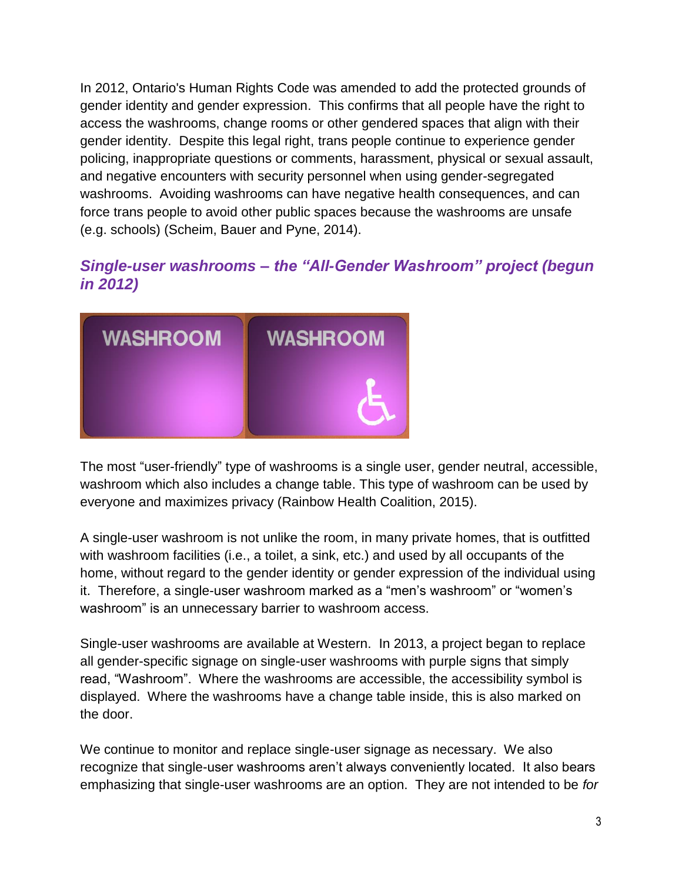In 2012, Ontario's Human Rights Code was amended to add the protected grounds of gender identity and gender expression. This confirms that all people have the right to access the washrooms, change rooms or other gendered spaces that align with their gender identity. Despite this legal right, trans people continue to experience gender policing, inappropriate questions or comments, harassment, physical or sexual assault, and negative encounters with security personnel when using gender-segregated washrooms. Avoiding washrooms can have negative health consequences, and can force trans people to avoid other public spaces because the washrooms are unsafe (e.g. schools) (Scheim, Bauer and Pyne, 2014).

### *Single-user washrooms – the "All-Gender Washroom" project (begun in 2012)*

The most "user-friendly" type of washrooms is a single user, gender neutral, accessible, washroom which also includes a change table. This type of washroom can be used by everyone and maximizes privacy (Rainbow Health Coalition, 2015).

A single-user washroom is not unlike the room, in many private homes, that is outfitted with washroom facilities (i.e., a toilet, a sink, etc.) and used by all occupants of the home, without regard to the gender identity or gender expression of the individual using it. Therefore, a single-user washroom marked as a "men's washroom" or "women's washroom" is an unnecessary barrier to washroom access.

Single-user washrooms are available at Western. In 2013, a project began to replace all gender-specific signage on single-user washrooms with purple signs that simply read, "Washroom". Where the washrooms are accessible, the accessibility symbol is displayed. Where the washrooms have a change table inside, this is also marked on the door.

We continue to monitor and replace single-user signage as necessary. We also recognize that single-user washrooms aren't always conveniently located. It also bears emphasizing that single-user washrooms are an option. They are not intended to be *for*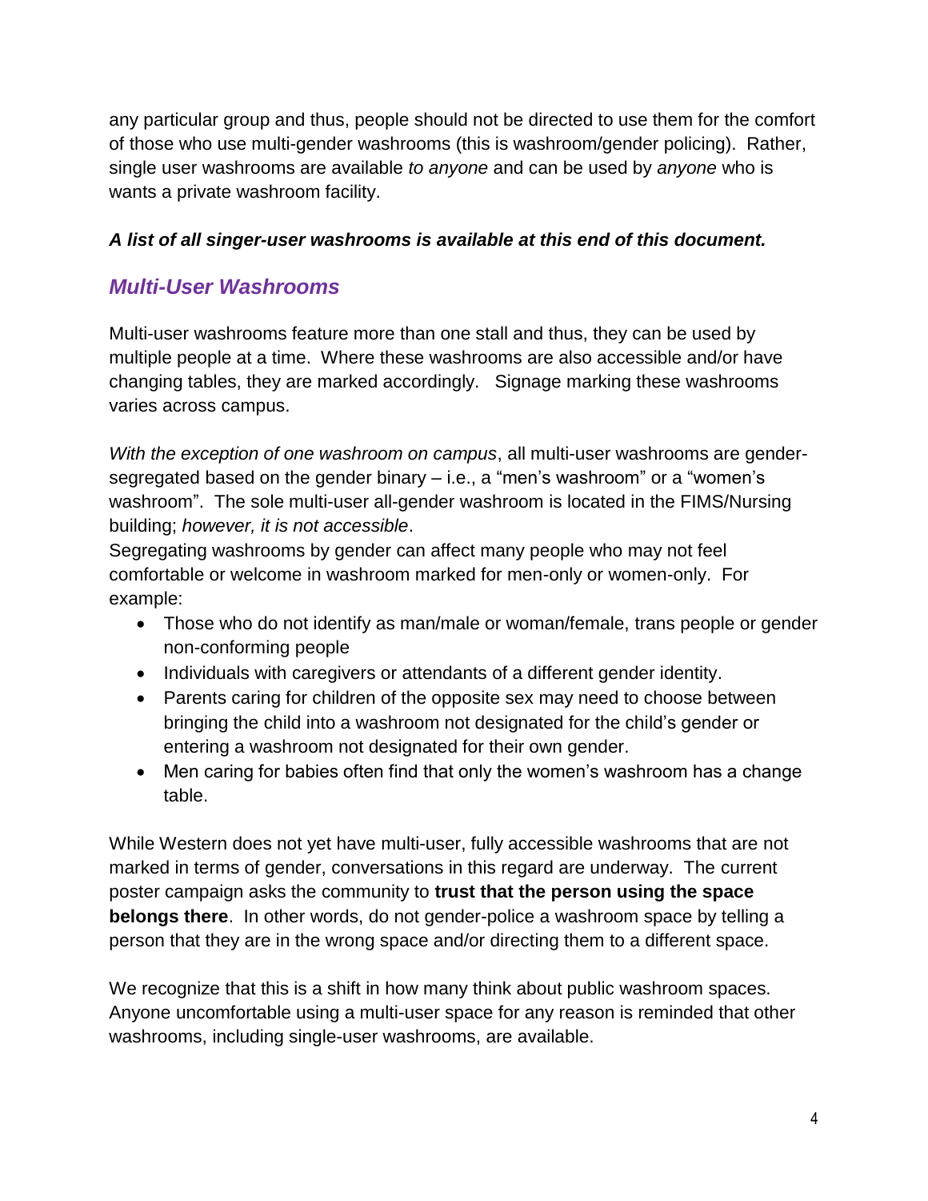any particular group and thus, people should not be directed to use them for the comfort of those who use multi-gender washrooms (this is washroom/gender policing). Rather, single user washrooms are available *to anyone* and can be used by *anyone* who is wants a private washroom facility.

***A list of all singer-user washrooms is available at this end of this document.***

## *Multi-User Washrooms*

Multi-user washrooms feature more than one stall and thus, they can be used by multiple people at a time. Where these washrooms are also accessible and/or have changing tables, they are marked accordingly. Signage marking these washrooms varies across campus.

*With the exception of one washroom on campus*, all multi-user washrooms are gender-segregated based on the gender binary – i.e., a "men's washroom" or a "women's washroom". The sole multi-user all-gender washroom is located in the FIMS/Nursing building; *however, it is not accessible*.

Segregating washrooms by gender can affect many people who may not feel comfortable or welcome in washroom marked for men-only or women-only. For example:

- Those who do not identify as man/male or woman/female, trans people or gender non-conforming people
- Individuals with caregivers or attendants of a different gender identity.
- Parents caring for children of the opposite sex may need to choose between bringing the child into a washroom not designated for the child's gender or entering a washroom not designated for their own gender.
- Men caring for babies often find that only the women's washroom has a change table.

While Western does not yet have multi-user, fully accessible washrooms that are not marked in terms of gender, conversations in this regard are underway. The current poster campaign asks the community to **trust that the person using the space belongs there**. In other words, do not gender-police a washroom space by telling a person that they are in the wrong space and/or directing them to a different space.

We recognize that this is a shift in how many think about public washroom spaces. Anyone uncomfortable using a multi-user space for any reason is reminded that other washrooms, including single-user washrooms, are available.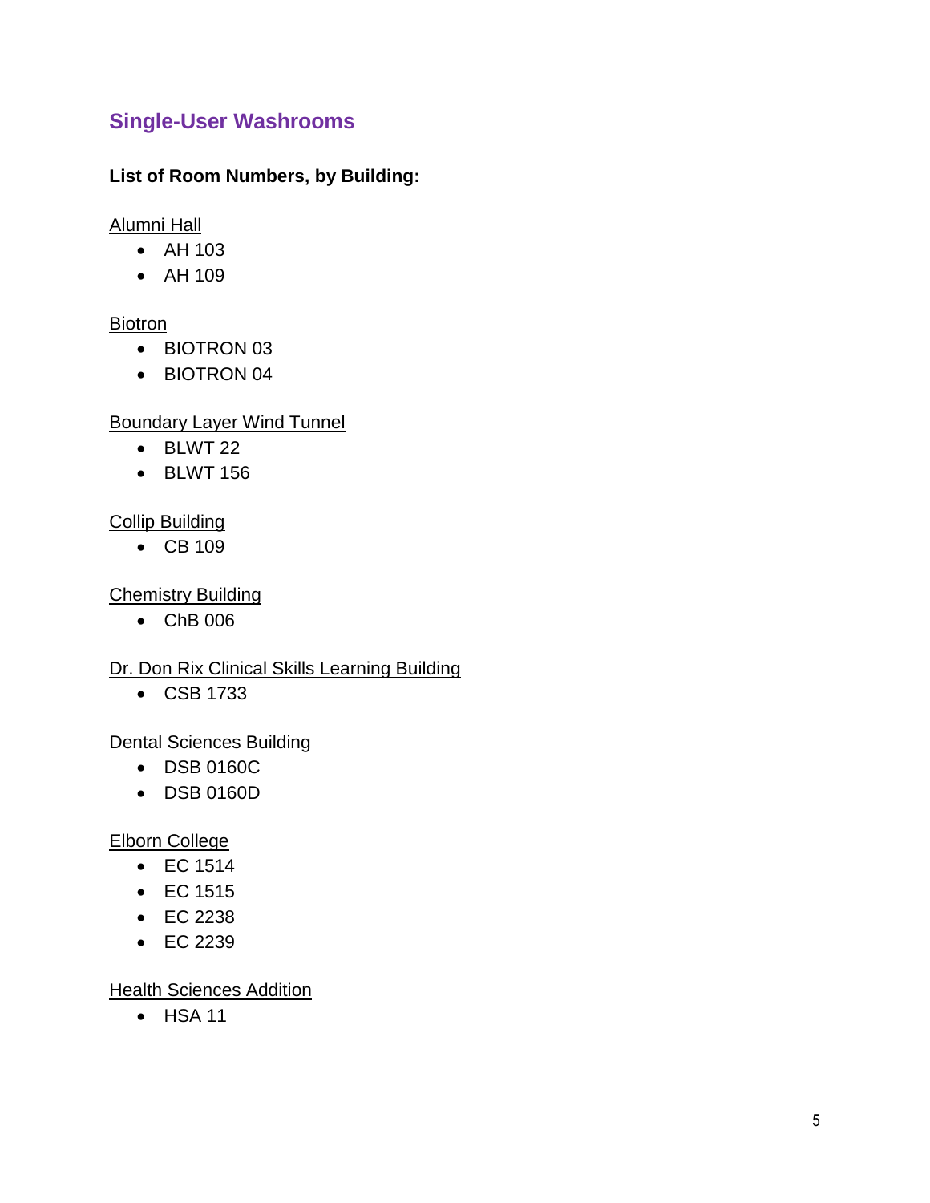## Single-User Washrooms

**List of Room Numbers, by Building:**

Alumni Hall

- AH 103
- AH 109

Biotron

- BIOTRON 03
- BIOTRON 04

Boundary Layer Wind Tunnel

- BLWT 22
- BLWT 156

Collip Building

- CB 109

Chemistry Building

- ChB 006

Dr. Don Rix Clinical Skills Learning Building

- CSB 1733

Dental Sciences Building

- DSB 0160C
- DSB 0160D

Elborn College

- EC 1514
- EC 1515
- EC 2238
- EC 2239

Health Sciences Addition

- HSA 11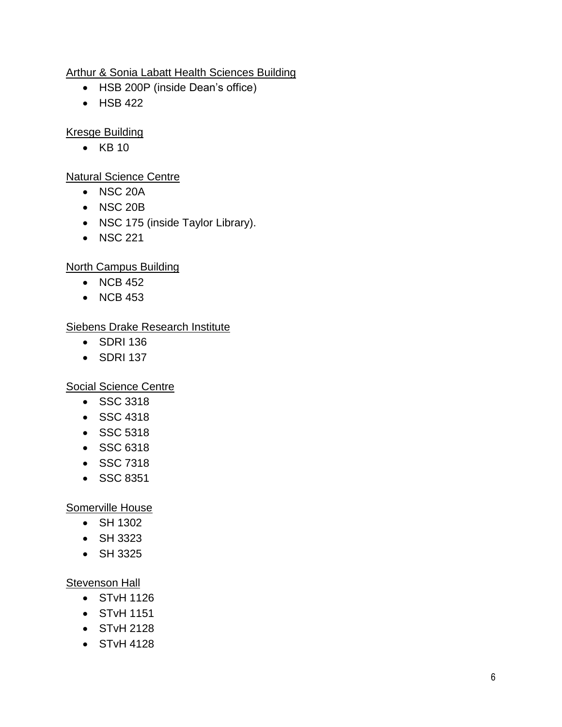<u>Arthur & Sonia Labatt Health Sciences Building</u>

- HSB 200P (inside Dean's office)
- HSB 422

<u>Kresge Building</u>

- KB 10

<u>Natural Science Centre</u>

- NSC 20A
- NSC 20B
- NSC 175 (inside Taylor Library).
- NSC 221

<u>North Campus Building</u>

- NCB 452
- NCB 453

<u>Siebens Drake Research Institute</u>

- SDRI 136
- SDRI 137

<u>Social Science Centre</u>

- SSC 3318
- SSC 4318
- SSC 5318
- SSC 6318
- SSC 7318
- SSC 8351

<u>Somerville House</u>

- SH 1302
- SH 3323
- SH 3325

<u>Stevenson Hall</u>

- STvH 1126
- STvH 1151
- STvH 2128
- STvH 4128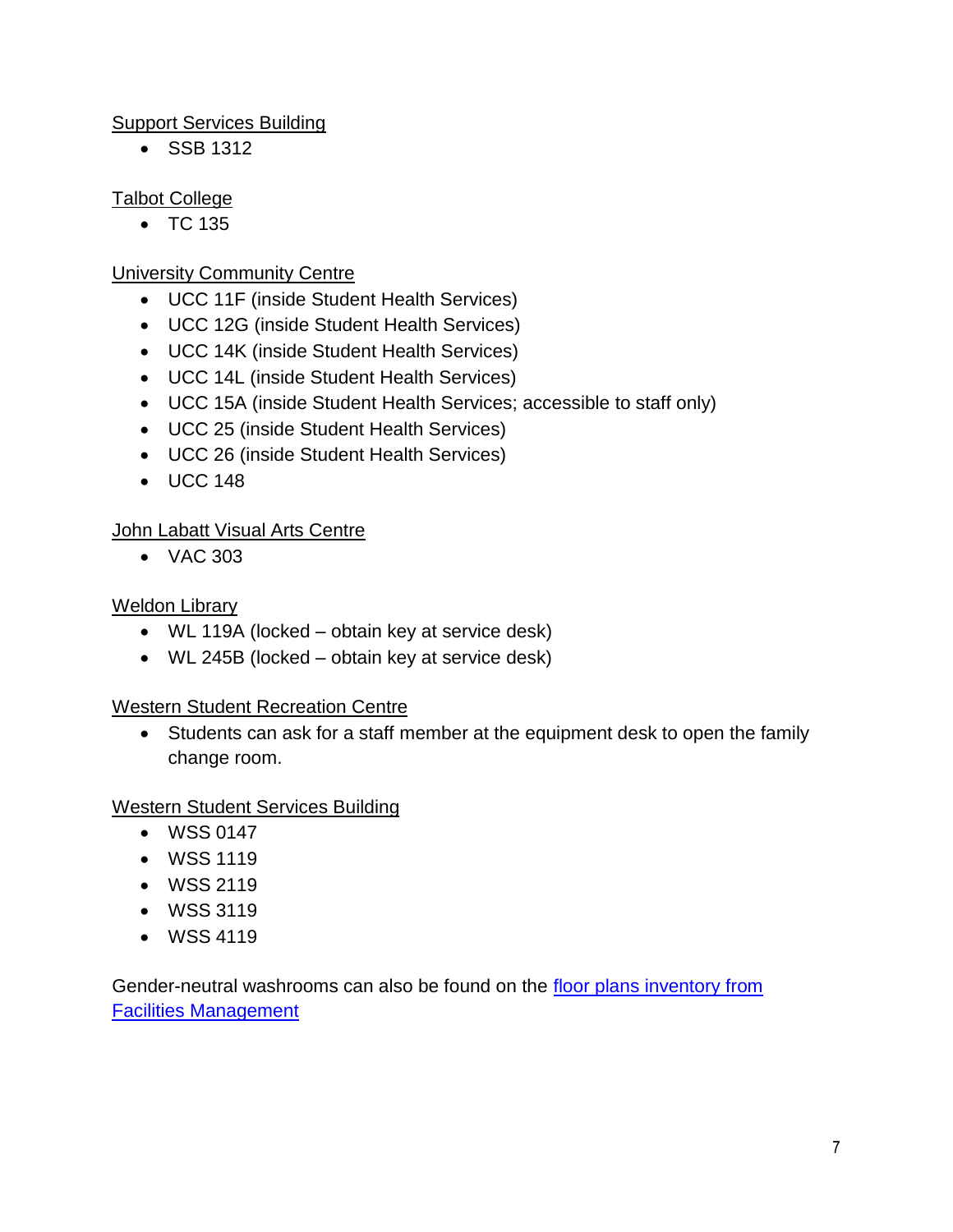Support Services Building

- SSB 1312

Talbot College

- TC 135

University Community Centre

- UCC 11F (inside Student Health Services)
- UCC 12G (inside Student Health Services)
- UCC 14K (inside Student Health Services)
- UCC 14L (inside Student Health Services)
- UCC 15A (inside Student Health Services; accessible to staff only)
- UCC 25 (inside Student Health Services)
- UCC 26 (inside Student Health Services)
- UCC 148

John Labatt Visual Arts Centre

- VAC 303

Weldon Library

- WL 119A (locked – obtain key at service desk)
- WL 245B (locked – obtain key at service desk)

Western Student Recreation Centre

- Students can ask for a staff member at the equipment desk to open the family change room.

Western Student Services Building

- WSS 0147
- WSS 1119
- WSS 2119
- WSS 3119
- WSS 4119

Gender-neutral washrooms can also be found on the floor plans inventory from Facilities Management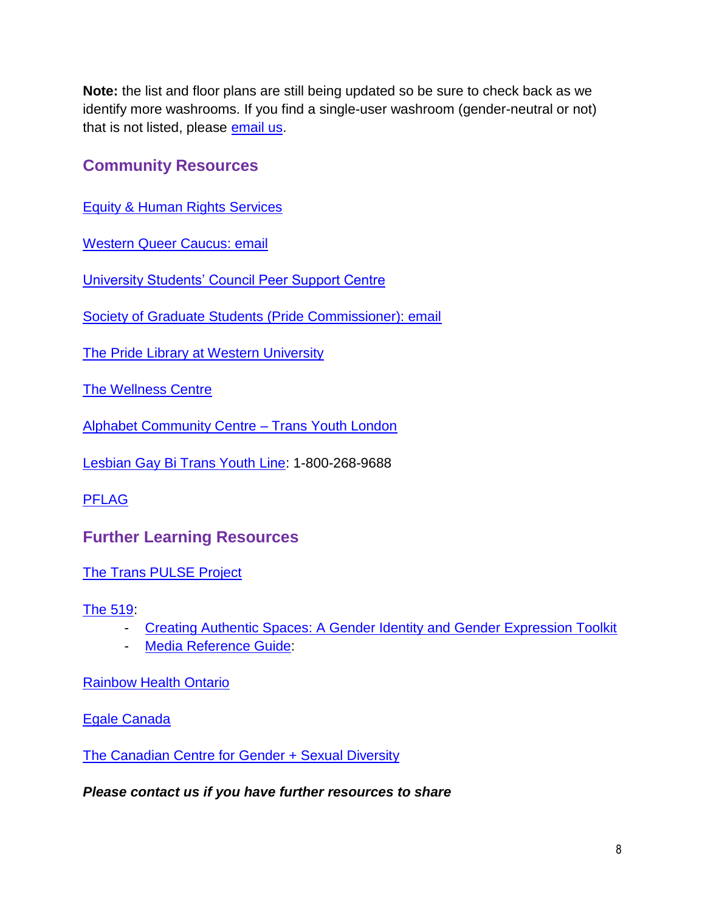**Note:** the list and floor plans are still being updated so be sure to check back as we identify more washrooms. If you find a single-user washroom (gender-neutral or not) that is not listed, please email us.

## Community Resources

Equity & Human Rights Services

Western Queer Caucus: email

University Students' Council Peer Support Centre

Society of Graduate Students (Pride Commissioner): email

The Pride Library at Western University

The Wellness Centre

Alphabet Community Centre – Trans Youth London

Lesbian Gay Bi Trans Youth Line: 1-800-268-9688

PFLAG

## Further Learning Resources

The Trans PULSE Project

The 519:

- Creating Authentic Spaces: A Gender Identity and Gender Expression Toolkit
- Media Reference Guide:

Rainbow Health Ontario

Egale Canada

The Canadian Centre for Gender + Sexual Diversity

***Please contact us if you have further resources to share***